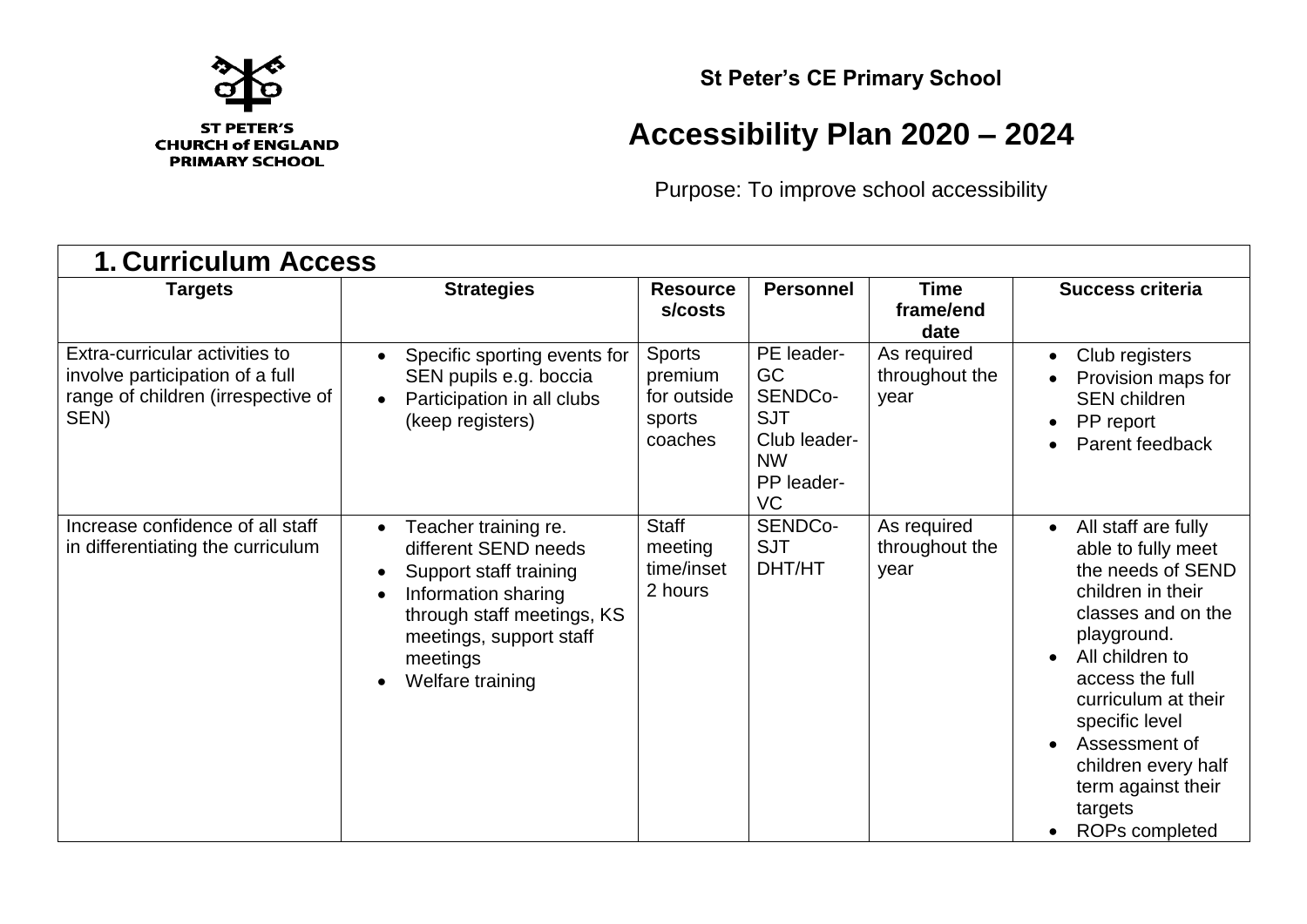ST PETER'S
CHURCH of ENGLAND
PRIMARY SCHOOL

**St Peter's CE Primary School**

# Accessibility Plan 2020 – 2024

Purpose: To improve school accessibility

## 1. Curriculum Access

| Targets | Strategies | Resources/costs | Personnel | Time frame/end date | Success criteria |
|---|---|---|---|---|---|
| Extra-curricular activities to involve participation of a full range of children (irrespective of SEN) | • Specific sporting events for SEN pupils e.g. boccia<br>• Participation in all clubs (keep registers) | Sports premium for outside sports coaches | PE leader-GC<br>SENDCo-SJT<br>Club leader-NW<br>PP leader-VC | As required throughout the year | • Club registers<br>• Provision maps for SEN children<br>• PP report<br>• Parent feedback |
| Increase confidence of all staff in differentiating the curriculum | • Teacher training re. different SEND needs<br>• Support staff training<br>• Information sharing through staff meetings, KS meetings, support staff meetings<br>• Welfare training | Staff meeting time/inset 2 hours | SENDCo-SJT<br>DHT/HT | As required throughout the year | • All staff are fully able to fully meet the needs of SEND children in their classes and on the playground.<br>• All children to access the full curriculum at their specific level<br>• Assessment of children every half term against their targets<br>• ROPs completed |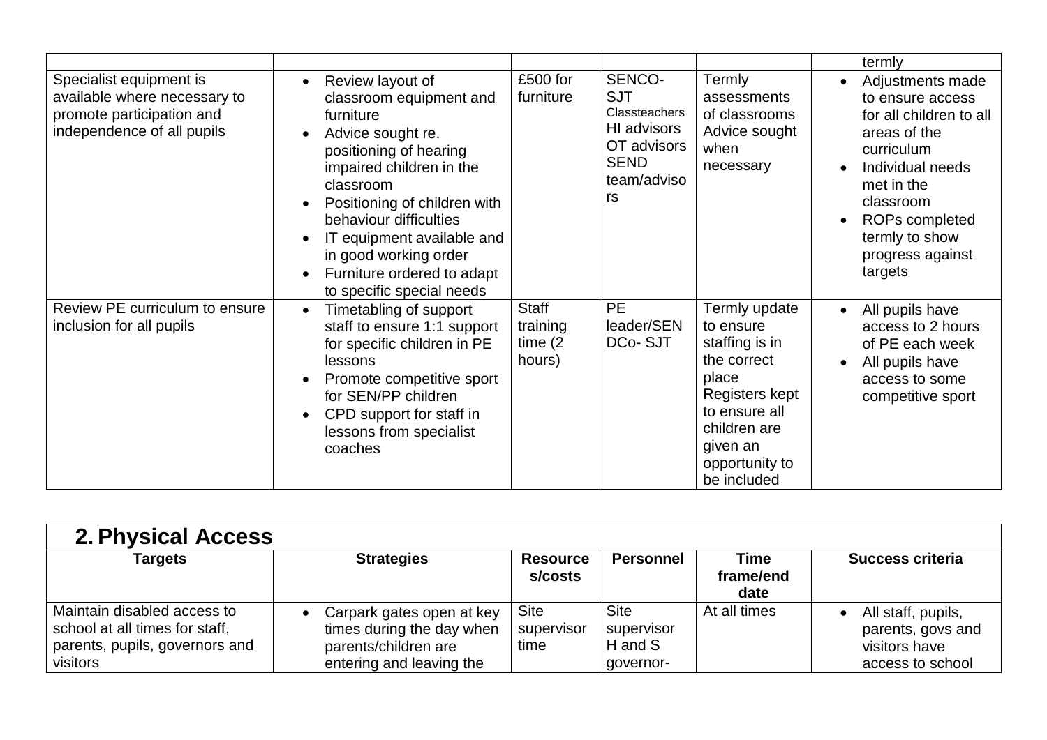| | | | | | termly |
|---|---|---|---|---|---|
| Specialist equipment is available where necessary to promote participation and independence of all pupils | • Review layout of classroom equipment and furniture<br>• Advice sought re. positioning of hearing impaired children in the classroom<br>• Positioning of children with behaviour difficulties<br>• IT equipment available and in good working order<br>• Furniture ordered to adapt to specific special needs | £500 for furniture | SENCO-SJT<br>Classteachers<br>HI advisors<br>OT advisors<br>SEND team/advisors | Termly assessments of classrooms<br>Advice sought when necessary | • Adjustments made to ensure access for all children to all areas of the curriculum<br>• Individual needs met in the classroom<br>• ROPs completed termly to show progress against targets |
| Review PE curriculum to ensure inclusion for all pupils | • Timetabling of support staff to ensure 1:1 support for specific children in PE lessons<br>• Promote competitive sport for SEN/PP children<br>• CPD support for staff in lessons from specialist coaches | Staff training time (2 hours) | PE leader/SENDCo- SJT | Termly update to ensure staffing is in the correct place<br>Registers kept to ensure all children are given an opportunity to be included | • All pupils have access to 2 hours of PE each week<br>• All pupils have access to some competitive sport |

## 2. Physical Access

| Targets | Strategies | Resources/costs | Personnel | Time frame/end date | Success criteria |
|---|---|---|---|---|---|
| Maintain disabled access to school at all times for staff, parents, pupils, governors and visitors | • Carpark gates open at key times during the day when parents/children are entering and leaving the | Site supervisor time | Site supervisor<br>H and S governor- | At all times | • All staff, pupils, parents, govs and visitors have access to school |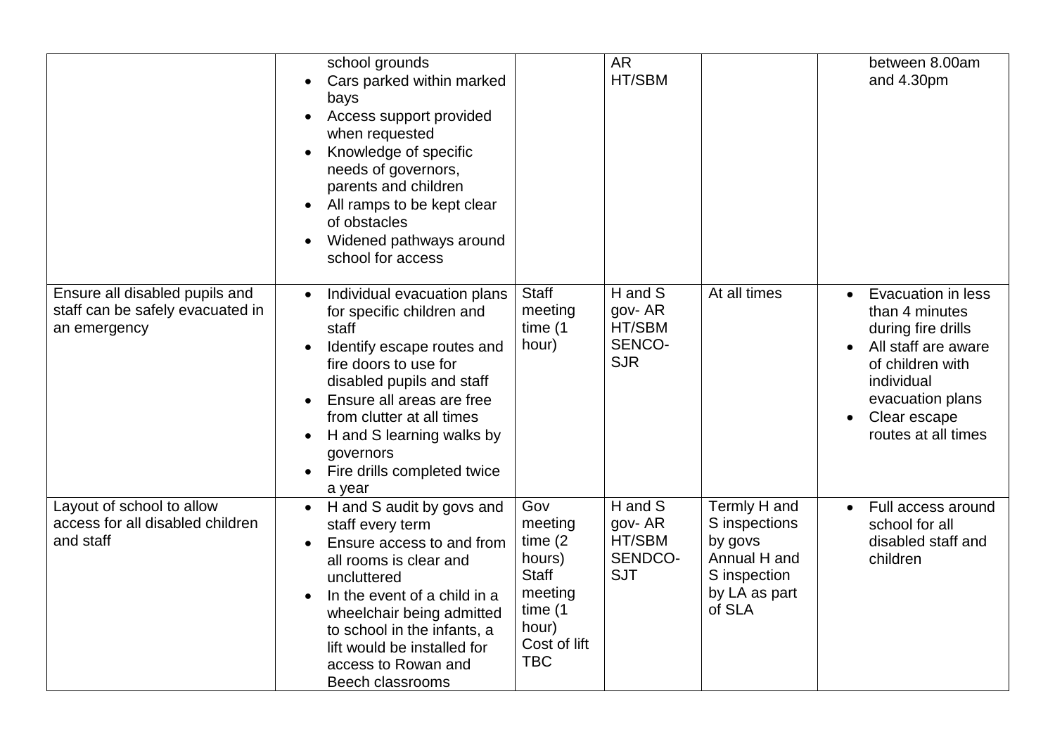|  |  |  |  |  |  |
|---|---|---|---|---|---|
|  | school grounds<br>• Cars parked within marked bays<br>• Access support provided when requested<br>• Knowledge of specific needs of governors, parents and children<br>• All ramps to be kept clear of obstacles<br>• Widened pathways around school for access |  | AR<br>HT/SBM |  | between 8.00am and 4.30pm |
| Ensure all disabled pupils and staff can be safely evacuated in an emergency | • Individual evacuation plans for specific children and staff<br>• Identify escape routes and fire doors to use for disabled pupils and staff<br>• Ensure all areas are free from clutter at all times<br>• H and S learning walks by governors<br>• Fire drills completed twice a year | Staff meeting time (1 hour) | H and S gov- AR<br>HT/SBM<br>SENCO-SJR | At all times | • Evacuation in less than 4 minutes during fire drills<br>• All staff are aware of children with individual evacuation plans<br>• Clear escape routes at all times |
| Layout of school to allow access for all disabled children and staff | • H and S audit by govs and staff every term<br>• Ensure access to and from all rooms is clear and uncluttered<br>• In the event of a child in a wheelchair being admitted to school in the infants, a lift would be installed for access to Rowan and Beech classrooms | Gov meeting time (2 hours)<br>Staff meeting time (1 hour)<br>Cost of lift TBC | H and S gov- AR<br>HT/SBM<br>SENDCO-SJT | Termly H and S inspections by govs<br>Annual H and S inspection by LA as part of SLA | • Full access around school for all disabled staff and children |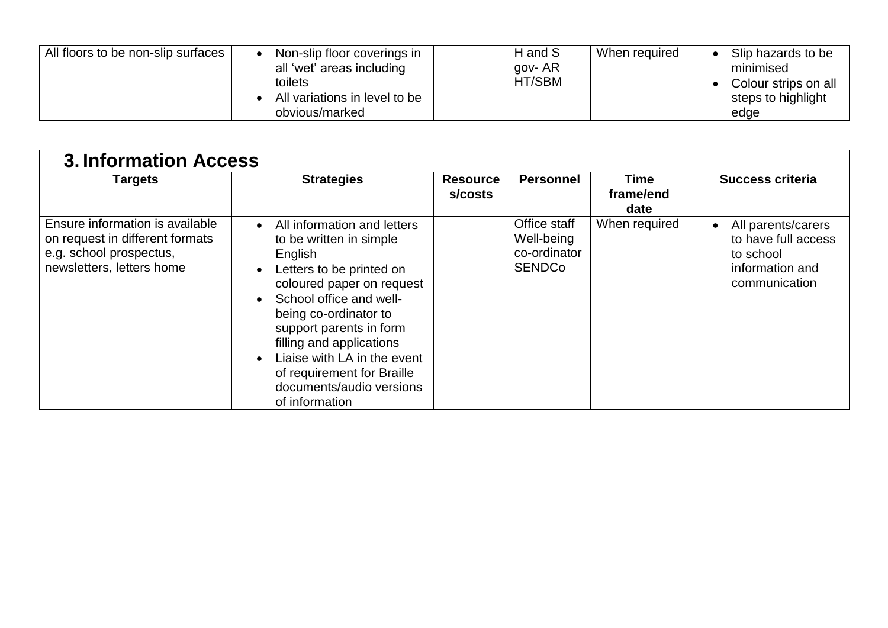| | | | | | |
|---|---|---|---|---|---|
| All floors to be non-slip surfaces | • Non-slip floor coverings in all 'wet' areas including toilets<br>• All variations in level to be obvious/marked | | H and S gov- AR HT/SBM | When required | • Slip hazards to be minimised<br>• Colour strips on all steps to highlight edge |

## 3. Information Access

| Targets | Strategies | Resources/costs | Personnel | Time frame/end date | Success criteria |
|---|---|---|---|---|---|
| Ensure information is available on request in different formats e.g. school prospectus, newsletters, letters home | • All information and letters to be written in simple English<br>• Letters to be printed on coloured paper on request<br>• School office and well-being co-ordinator to support parents in form filling and applications<br>• Liaise with LA in the event of requirement for Braille documents/audio versions of information | | Office staff Well-being co-ordinator SENDCo | When required | • All parents/carers to have full access to school information and communication |